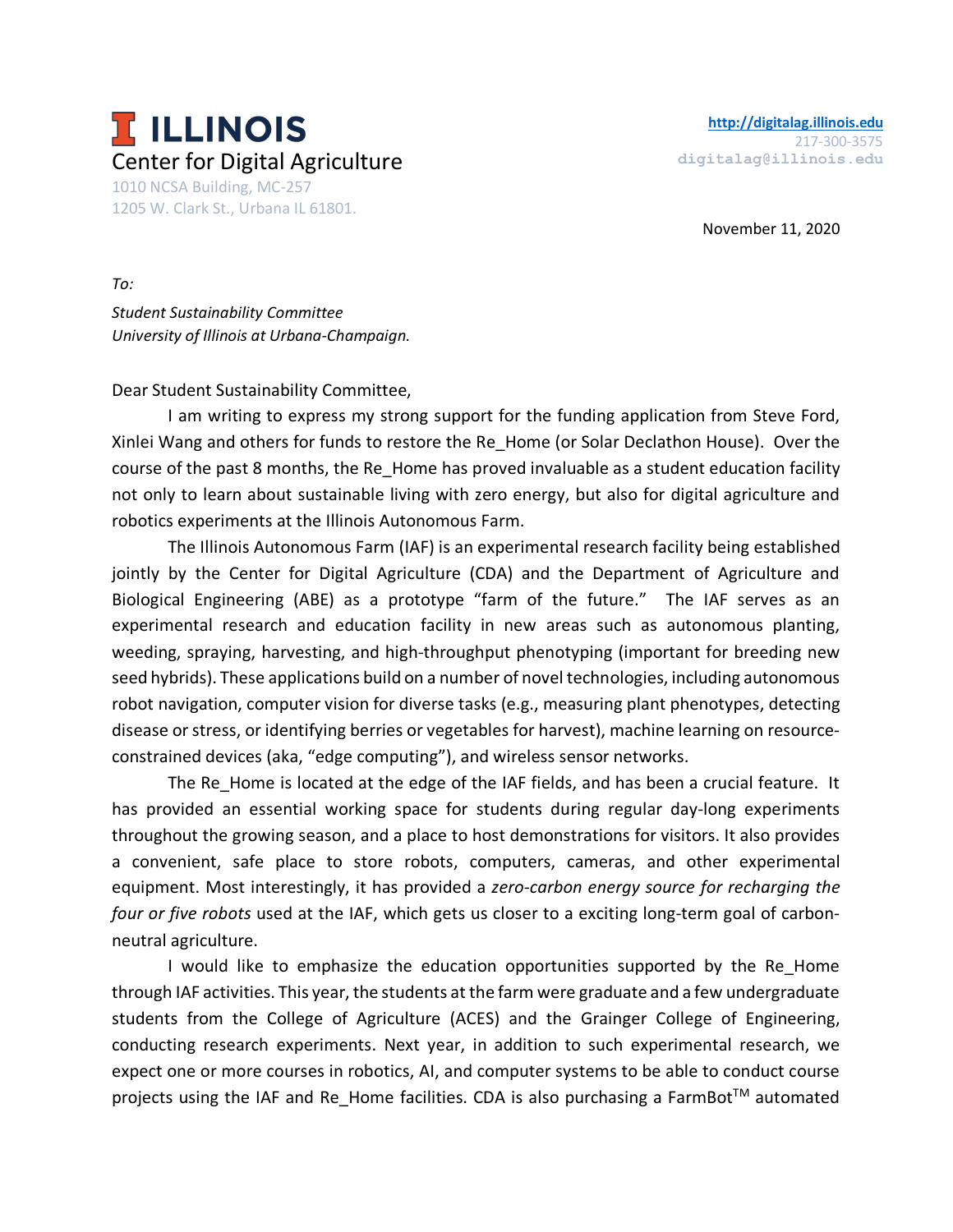# ILLINOIS
Center for Digital Agriculture

1010 NCSA Building, MC-257
1205 W. Clark St., Urbana IL 61801.

http://digitalag.illinois.edu
217-300-3575
digitalag@illinois.edu

November 11, 2020

*To:*

*Student Sustainability Committee*
*University of Illinois at Urbana-Champaign.*

Dear Student Sustainability Committee,

I am writing to express my strong support for the funding application from Steve Ford, Xinlei Wang and others for funds to restore the Re_Home (or Solar Declathon House). Over the course of the past 8 months, the Re_Home has proved invaluable as a student education facility not only to learn about sustainable living with zero energy, but also for digital agriculture and robotics experiments at the Illinois Autonomous Farm.

The Illinois Autonomous Farm (IAF) is an experimental research facility being established jointly by the Center for Digital Agriculture (CDA) and the Department of Agriculture and Biological Engineering (ABE) as a prototype "farm of the future." The IAF serves as an experimental research and education facility in new areas such as autonomous planting, weeding, spraying, harvesting, and high-throughput phenotyping (important for breeding new seed hybrids). These applications build on a number of novel technologies, including autonomous robot navigation, computer vision for diverse tasks (e.g., measuring plant phenotypes, detecting disease or stress, or identifying berries or vegetables for harvest), machine learning on resource-constrained devices (aka, "edge computing"), and wireless sensor networks.

The Re_Home is located at the edge of the IAF fields, and has been a crucial feature. It has provided an essential working space for students during regular day-long experiments throughout the growing season, and a place to host demonstrations for visitors. It also provides a convenient, safe place to store robots, computers, cameras, and other experimental equipment. Most interestingly, it has provided a *zero-carbon energy source for recharging the four or five robots* used at the IAF, which gets us closer to a exciting long-term goal of carbon-neutral agriculture.

I would like to emphasize the education opportunities supported by the Re_Home through IAF activities. This year, the students at the farm were graduate and a few undergraduate students from the College of Agriculture (ACES) and the Grainger College of Engineering, conducting research experiments. Next year, in addition to such experimental research, we expect one or more courses in robotics, AI, and computer systems to be able to conduct course projects using the IAF and Re_Home facilities. CDA is also purchasing a FarmBot™ automated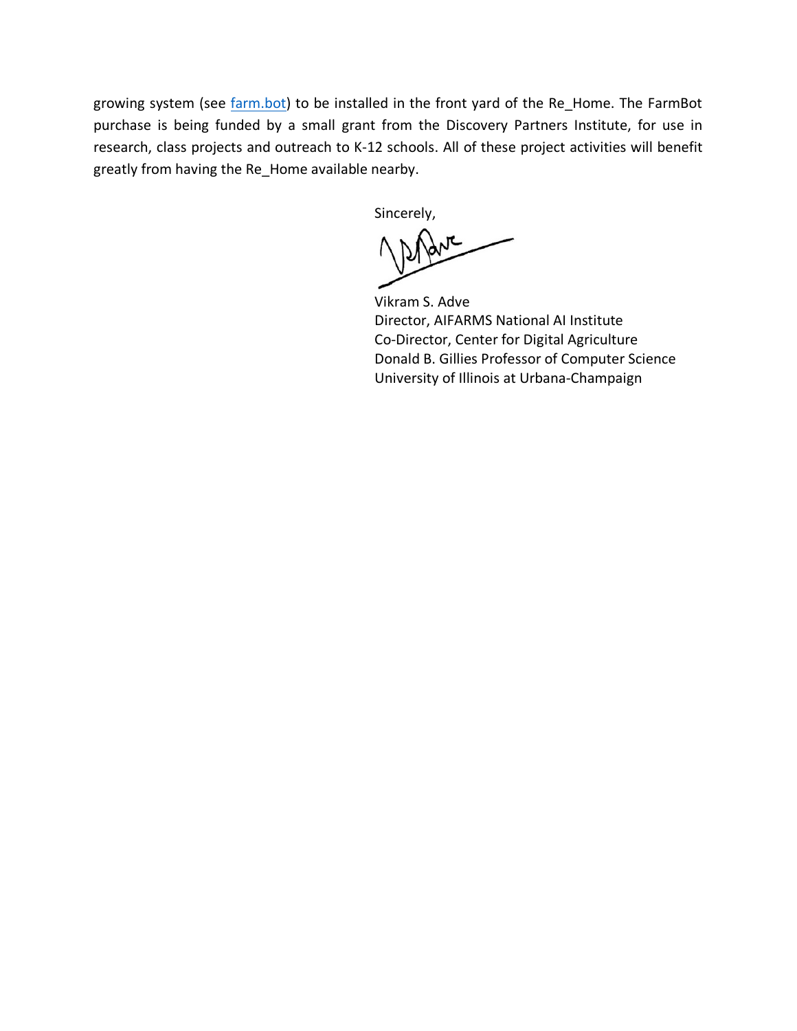growing system (see [farm.bot](https://farm.bot)) to be installed in the front yard of the Re_Home. The FarmBot purchase is being funded by a small grant from the Discovery Partners Institute, for use in research, class projects and outreach to K-12 schools. All of these project activities will benefit greatly from having the Re_Home available nearby.

Sincerely,

Vikram S. Adve
Director, AIFARMS National AI Institute
Co-Director, Center for Digital Agriculture
Donald B. Gillies Professor of Computer Science
University of Illinois at Urbana-Champaign